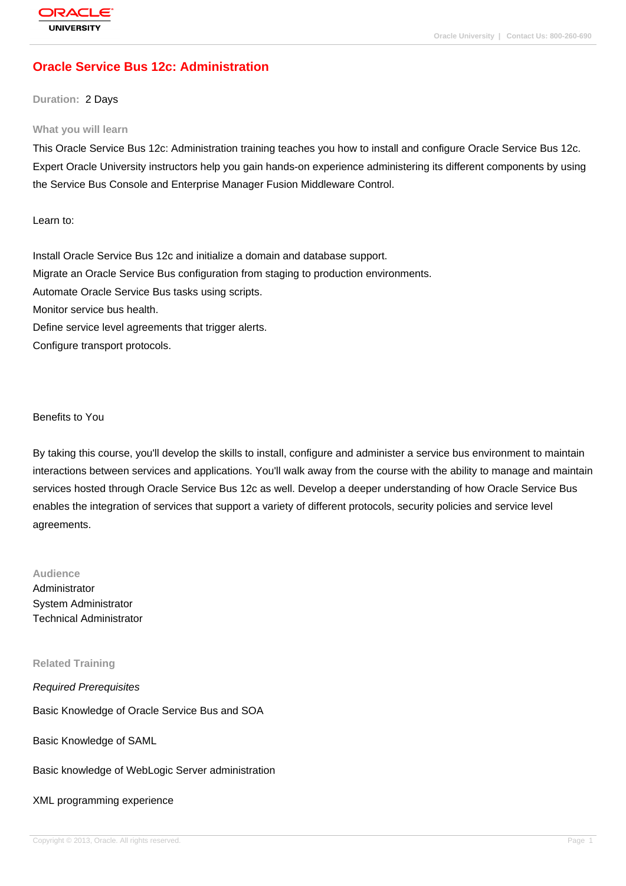# Oracle Service Bus 12c: Administration

**Duration:** 2 Days

## What you will learn

This Oracle Service Bus 12c: Administration training teaches you how to install and configure Oracle Service Bus 12c. Expert Oracle University instructors help you gain hands-on experience administering its different components by using the Service Bus Console and Enterprise Manager Fusion Middleware Control.

Learn to:

Install Oracle Service Bus 12c and initialize a domain and database support.
Migrate an Oracle Service Bus configuration from staging to production environments.
Automate Oracle Service Bus tasks using scripts.
Monitor service bus health.
Define service level agreements that trigger alerts.
Configure transport protocols.

Benefits to You

By taking this course, you'll develop the skills to install, configure and administer a service bus environment to maintain interactions between services and applications. You'll walk away from the course with the ability to manage and maintain services hosted through Oracle Service Bus 12c as well. Develop a deeper understanding of how Oracle Service Bus enables the integration of services that support a variety of different protocols, security policies and service level agreements.

## Audience

Administrator
System Administrator
Technical Administrator

## Related Training

*Required Prerequisites*

Basic Knowledge of Oracle Service Bus and SOA

Basic Knowledge of SAML

Basic knowledge of WebLogic Server administration

XML programming experience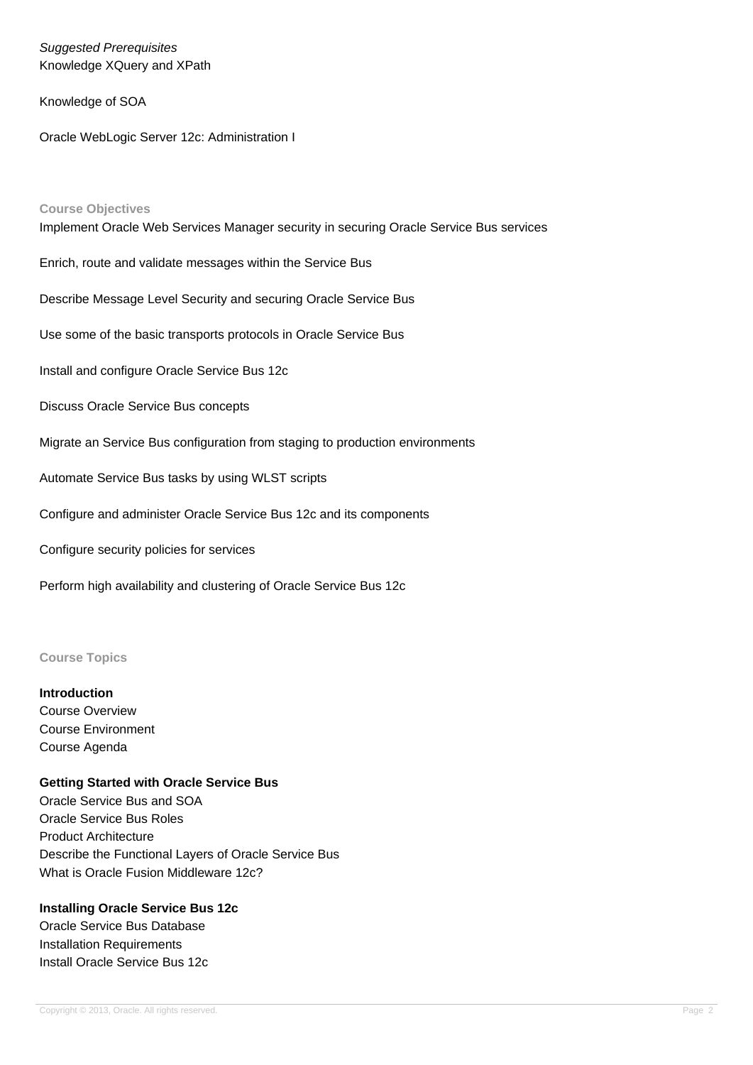*Suggested Prerequisites*
Knowledge XQuery and XPath

Knowledge of SOA

Oracle WebLogic Server 12c: Administration I

## Course Objectives

Implement Oracle Web Services Manager security in securing Oracle Service Bus services

Enrich, route and validate messages within the Service Bus

Describe Message Level Security and securing Oracle Service Bus

Use some of the basic transports protocols in Oracle Service Bus

Install and configure Oracle Service Bus 12c

Discuss Oracle Service Bus concepts

Migrate an Service Bus configuration from staging to production environments

Automate Service Bus tasks by using WLST scripts

Configure and administer Oracle Service Bus 12c and its components

Configure security policies for services

Perform high availability and clustering of Oracle Service Bus 12c

## Course Topics

**Introduction**
Course Overview
Course Environment
Course Agenda

**Getting Started with Oracle Service Bus**
Oracle Service Bus and SOA
Oracle Service Bus Roles
Product Architecture
Describe the Functional Layers of Oracle Service Bus
What is Oracle Fusion Middleware 12c?

**Installing Oracle Service Bus 12c**
Oracle Service Bus Database
Installation Requirements
Install Oracle Service Bus 12c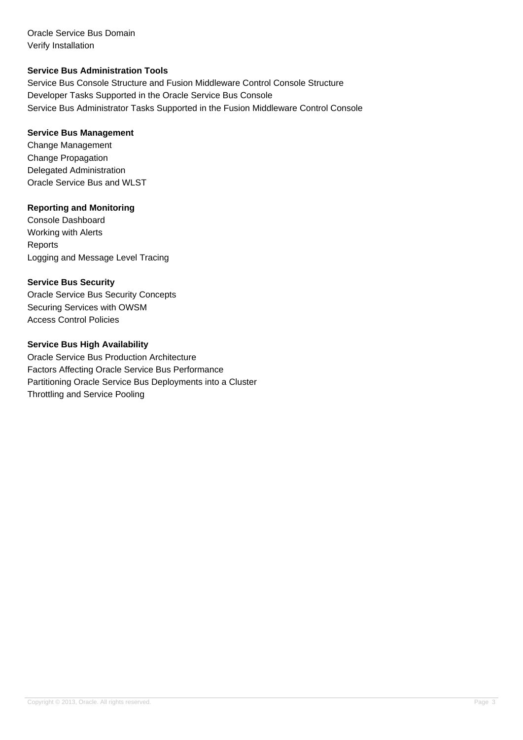Oracle Service Bus Domain
Verify Installation

**Service Bus Administration Tools**

Service Bus Console Structure and Fusion Middleware Control Console Structure
Developer Tasks Supported in the Oracle Service Bus Console
Service Bus Administrator Tasks Supported in the Fusion Middleware Control Console

**Service Bus Management**

Change Management
Change Propagation
Delegated Administration
Oracle Service Bus and WLST

**Reporting and Monitoring**

Console Dashboard
Working with Alerts
Reports
Logging and Message Level Tracing

**Service Bus Security**

Oracle Service Bus Security Concepts
Securing Services with OWSM
Access Control Policies

**Service Bus High Availability**

Oracle Service Bus Production Architecture
Factors Affecting Oracle Service Bus Performance
Partitioning Oracle Service Bus Deployments into a Cluster
Throttling and Service Pooling